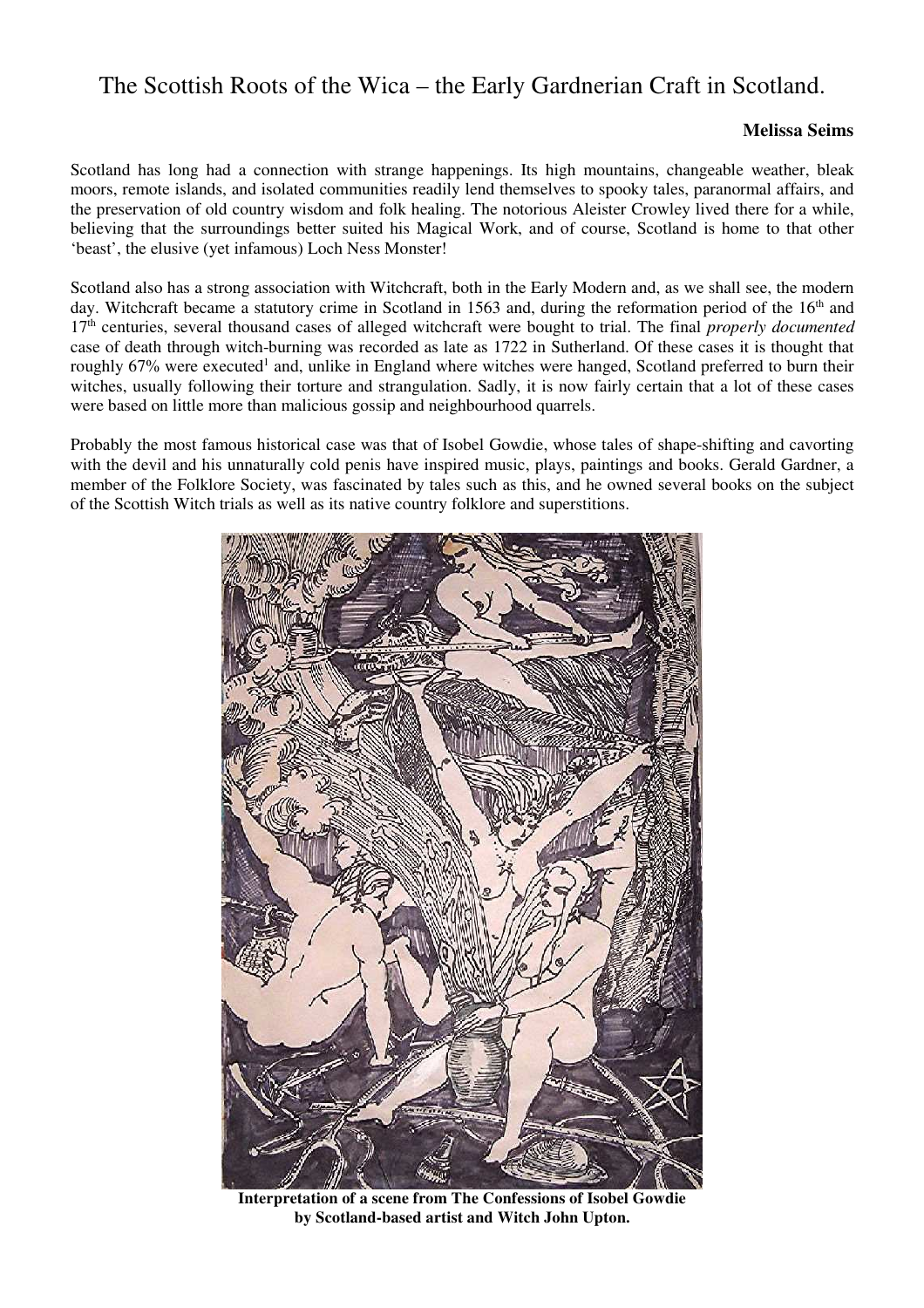# The Scottish Roots of the Wica – the Early Gardnerian Craft in Scotland.

**Melissa Seims**

Scotland has long had a connection with strange happenings. Its high mountains, changeable weather, bleak moors, remote islands, and isolated communities readily lend themselves to spooky tales, paranormal affairs, and the preservation of old country wisdom and folk healing. The notorious Aleister Crowley lived there for a while, believing that the surroundings better suited his Magical Work, and of course, Scotland is home to that other 'beast', the elusive (yet infamous) Loch Ness Monster!

Scotland also has a strong association with Witchcraft, both in the Early Modern and, as we shall see, the modern day. Witchcraft became a statutory crime in Scotland in 1563 and, during the reformation period of the 16th and 17th centuries, several thousand cases of alleged witchcraft were bought to trial. The final *properly documented* case of death through witch-burning was recorded as late as 1722 in Sutherland. Of these cases it is thought that roughly 67% were executed[1] and, unlike in England where witches were hanged, Scotland preferred to burn their witches, usually following their torture and strangulation. Sadly, it is now fairly certain that a lot of these cases were based on little more than malicious gossip and neighbourhood quarrels.

Probably the most famous historical case was that of Isobel Gowdie, whose tales of shape-shifting and cavorting with the devil and his unnaturally cold penis have inspired music, plays, paintings and books. Gerald Gardner, a member of the Folklore Society, was fascinated by tales such as this, and he owned several books on the subject of the Scottish Witch trials as well as its native country folklore and superstitions.

**Interpretation of a scene from The Confessions of Isobel Gowdie by Scotland-based artist and Witch John Upton.**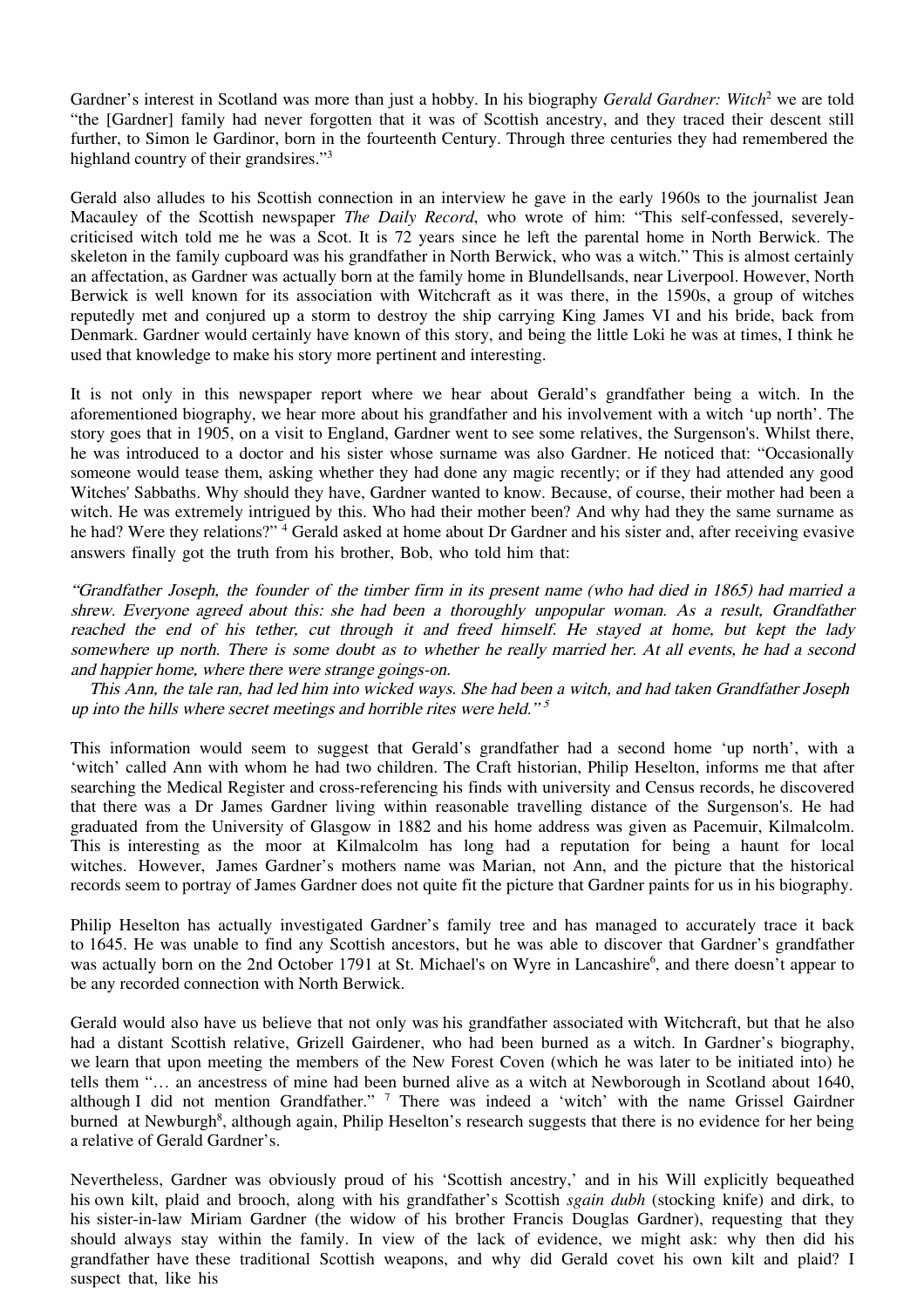Gardner's interest in Scotland was more than just a hobby. In his biography *Gerald Gardner: Witch*[2] we are told "the [Gardner] family had never forgotten that it was of Scottish ancestry, and they traced their descent still further, to Simon le Gardinor, born in the fourteenth Century. Through three centuries they had remembered the highland country of their grandsires."[3]

Gerald also alludes to his Scottish connection in an interview he gave in the early 1960s to the journalist Jean Macauley of the Scottish newspaper *The Daily Record*, who wrote of him: "This self-confessed, severely-criticised witch told me he was a Scot. It is 72 years since he left the parental home in North Berwick. The skeleton in the family cupboard was his grandfather in North Berwick, who was a witch." This is almost certainly an affectation, as Gardner was actually born at the family home in Blundellsands, near Liverpool. However, North Berwick is well known for its association with Witchcraft as it was there, in the 1590s, a group of witches reputedly met and conjured up a storm to destroy the ship carrying King James VI and his bride, back from Denmark. Gardner would certainly have known of this story, and being the little Loki he was at times, I think he used that knowledge to make his story more pertinent and interesting.

It is not only in this newspaper report where we hear about Gerald's grandfather being a witch. In the aforementioned biography, we hear more about his grandfather and his involvement with a witch 'up north'. The story goes that in 1905, on a visit to England, Gardner went to see some relatives, the Surgenson's. Whilst there, he was introduced to a doctor and his sister whose surname was also Gardner. He noticed that: "Occasionally someone would tease them, asking whether they had done any magic recently; or if they had attended any good Witches' Sabbaths. Why should they have, Gardner wanted to know. Because, of course, their mother had been a witch. He was extremely intrigued by this. Who had their mother been? And why had they the same surname as he had? Were they relations?" [4] Gerald asked at home about Dr Gardner and his sister and, after receiving evasive answers finally got the truth from his brother, Bob, who told him that:

*"Grandfather Joseph, the founder of the timber firm in its present name (who had died in 1865) had married a shrew. Everyone agreed about this: she had been a thoroughly unpopular woman. As a result, Grandfather reached the end of his tether, cut through it and freed himself. He stayed at home, but kept the lady somewhere up north. There is some doubt as to whether he really married her. At all events, he had a second and happier home, where there were strange goings-on.*

*This Ann, the tale ran, had led him into wicked ways. She had been a witch, and had taken Grandfather Joseph up into the hills where secret meetings and horrible rites were held."* [5]

This information would seem to suggest that Gerald's grandfather had a second home 'up north', with a 'witch' called Ann with whom he had two children. The Craft historian, Philip Heselton, informs me that after searching the Medical Register and cross-referencing his finds with university and Census records, he discovered that there was a Dr James Gardner living within reasonable travelling distance of the Surgenson's. He had graduated from the University of Glasgow in 1882 and his home address was given as Pacemuir, Kilmalcolm. This is interesting as the moor at Kilmalcolm has long had a reputation for being a haunt for local witches. However, James Gardner's mothers name was Marian, not Ann, and the picture that the historical records seem to portray of James Gardner does not quite fit the picture that Gardner paints for us in his biography.

Philip Heselton has actually investigated Gardner's family tree and has managed to accurately trace it back to 1645. He was unable to find any Scottish ancestors, but he was able to discover that Gardner's grandfather was actually born on the 2nd October 1791 at St. Michael's on Wyre in Lancashire[6], and there doesn't appear to be any recorded connection with North Berwick.

Gerald would also have us believe that not only was his grandfather associated with Witchcraft, but that he also had a distant Scottish relative, Grizell Gairdener, who had been burned as a witch. In Gardner's biography, we learn that upon meeting the members of the New Forest Coven (which he was later to be initiated into) he tells them "… an ancestress of mine had been burned alive as a witch at Newborough in Scotland about 1640, although I did not mention Grandfather." [7] There was indeed a 'witch' with the name Grissel Gairdner burned at Newburgh[8], although again, Philip Heselton's research suggests that there is no evidence for her being a relative of Gerald Gardner's.

Nevertheless, Gardner was obviously proud of his 'Scottish ancestry,' and in his Will explicitly bequeathed his own kilt, plaid and brooch, along with his grandfather's Scottish *sgain dubh* (stocking knife) and dirk, to his sister-in-law Miriam Gardner (the widow of his brother Francis Douglas Gardner), requesting that they should always stay within the family. In view of the lack of evidence, we might ask: why then did his grandfather have these traditional Scottish weapons, and why did Gerald covet his own kilt and plaid? I suspect that, like his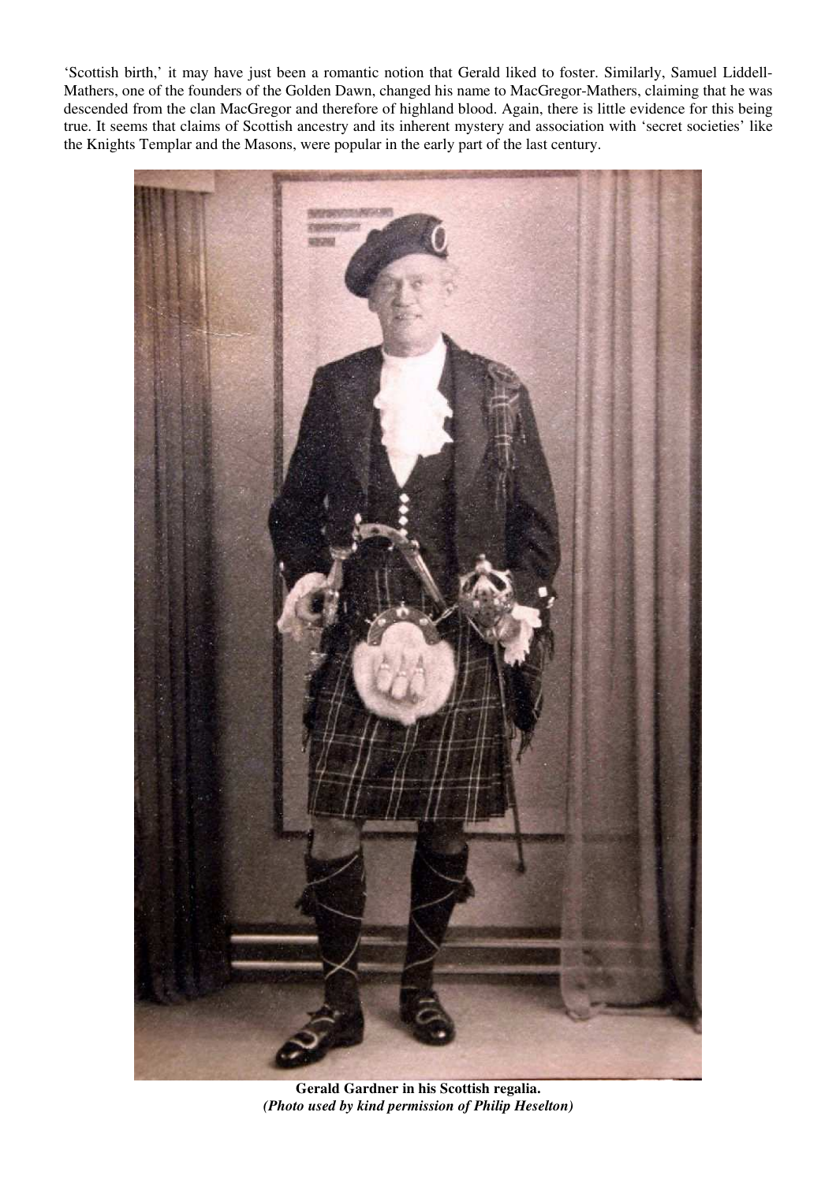'Scottish birth,' it may have just been a romantic notion that Gerald liked to foster. Similarly, Samuel Liddell-Mathers, one of the founders of the Golden Dawn, changed his name to MacGregor-Mathers, claiming that he was descended from the clan MacGregor and therefore of highland blood. Again, there is little evidence for this being true. It seems that claims of Scottish ancestry and its inherent mystery and association with 'secret societies' like the Knights Templar and the Masons, were popular in the early part of the last century.

**Gerald Gardner in his Scottish regalia.**
***(Photo used by kind permission of Philip Heselton)***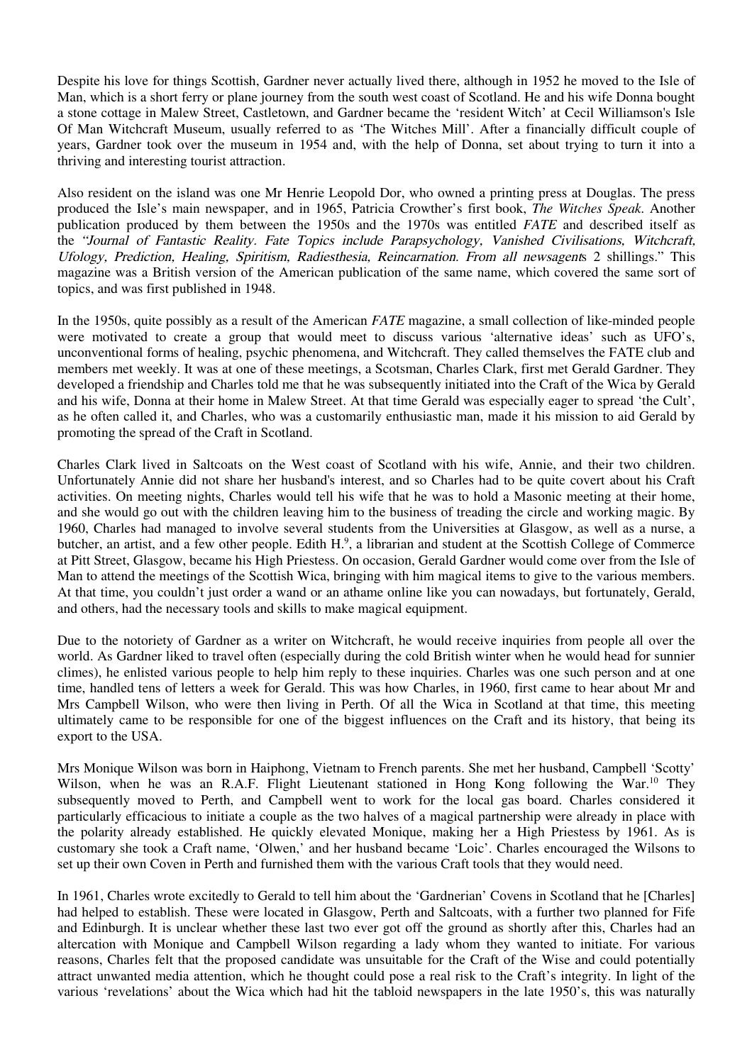Despite his love for things Scottish, Gardner never actually lived there, although in 1952 he moved to the Isle of Man, which is a short ferry or plane journey from the south west coast of Scotland. He and his wife Donna bought a stone cottage in Malew Street, Castletown, and Gardner became the 'resident Witch' at Cecil Williamson's Isle Of Man Witchcraft Museum, usually referred to as 'The Witches Mill'. After a financially difficult couple of years, Gardner took over the museum in 1954 and, with the help of Donna, set about trying to turn it into a thriving and interesting tourist attraction.

Also resident on the island was one Mr Henrie Leopold Dor, who owned a printing press at Douglas. The press produced the Isle's main newspaper, and in 1965, Patricia Crowther's first book, *The Witches Speak*. Another publication produced by them between the 1950s and the 1970s was entitled *FATE* and described itself as the *"Journal of Fantastic Reality. Fate Topics include Parapsychology, Vanished Civilisations, Witchcraft, Ufology, Prediction, Healing, Spiritism, Radiesthesia, Reincarnation. From all newsagent*s 2 shillings." This magazine was a British version of the American publication of the same name, which covered the same sort of topics, and was first published in 1948.

In the 1950s, quite possibly as a result of the American *FATE* magazine, a small collection of like-minded people were motivated to create a group that would meet to discuss various 'alternative ideas' such as UFO's, unconventional forms of healing, psychic phenomena, and Witchcraft. They called themselves the FATE club and members met weekly. It was at one of these meetings, a Scotsman, Charles Clark, first met Gerald Gardner. They developed a friendship and Charles told me that he was subsequently initiated into the Craft of the Wica by Gerald and his wife, Donna at their home in Malew Street. At that time Gerald was especially eager to spread 'the Cult', as he often called it, and Charles, who was a customarily enthusiastic man, made it his mission to aid Gerald by promoting the spread of the Craft in Scotland.

Charles Clark lived in Saltcoats on the West coast of Scotland with his wife, Annie, and their two children. Unfortunately Annie did not share her husband's interest, and so Charles had to be quite covert about his Craft activities. On meeting nights, Charles would tell his wife that he was to hold a Masonic meeting at their home, and she would go out with the children leaving him to the business of treading the circle and working magic. By 1960, Charles had managed to involve several students from the Universities at Glasgow, as well as a nurse, a butcher, an artist, and a few other people. Edith H.[9], a librarian and student at the Scottish College of Commerce at Pitt Street, Glasgow, became his High Priestess. On occasion, Gerald Gardner would come over from the Isle of Man to attend the meetings of the Scottish Wica, bringing with him magical items to give to the various members. At that time, you couldn't just order a wand or an athame online like you can nowadays, but fortunately, Gerald, and others, had the necessary tools and skills to make magical equipment.

Due to the notoriety of Gardner as a writer on Witchcraft, he would receive inquiries from people all over the world. As Gardner liked to travel often (especially during the cold British winter when he would head for sunnier climes), he enlisted various people to help him reply to these inquiries. Charles was one such person and at one time, handled tens of letters a week for Gerald. This was how Charles, in 1960, first came to hear about Mr and Mrs Campbell Wilson, who were then living in Perth. Of all the Wica in Scotland at that time, this meeting ultimately came to be responsible for one of the biggest influences on the Craft and its history, that being its export to the USA.

Mrs Monique Wilson was born in Haiphong, Vietnam to French parents. She met her husband, Campbell 'Scotty' Wilson, when he was an R.A.F. Flight Lieutenant stationed in Hong Kong following the War.[10] They subsequently moved to Perth, and Campbell went to work for the local gas board. Charles considered it particularly efficacious to initiate a couple as the two halves of a magical partnership were already in place with the polarity already established. He quickly elevated Monique, making her a High Priestess by 1961. As is customary she took a Craft name, 'Olwen,' and her husband became 'Loic'. Charles encouraged the Wilsons to set up their own Coven in Perth and furnished them with the various Craft tools that they would need.

In 1961, Charles wrote excitedly to Gerald to tell him about the 'Gardnerian' Covens in Scotland that he [Charles] had helped to establish. These were located in Glasgow, Perth and Saltcoats, with a further two planned for Fife and Edinburgh. It is unclear whether these last two ever got off the ground as shortly after this, Charles had an altercation with Monique and Campbell Wilson regarding a lady whom they wanted to initiate. For various reasons, Charles felt that the proposed candidate was unsuitable for the Craft of the Wise and could potentially attract unwanted media attention, which he thought could pose a real risk to the Craft's integrity. In light of the various 'revelations' about the Wica which had hit the tabloid newspapers in the late 1950's, this was naturally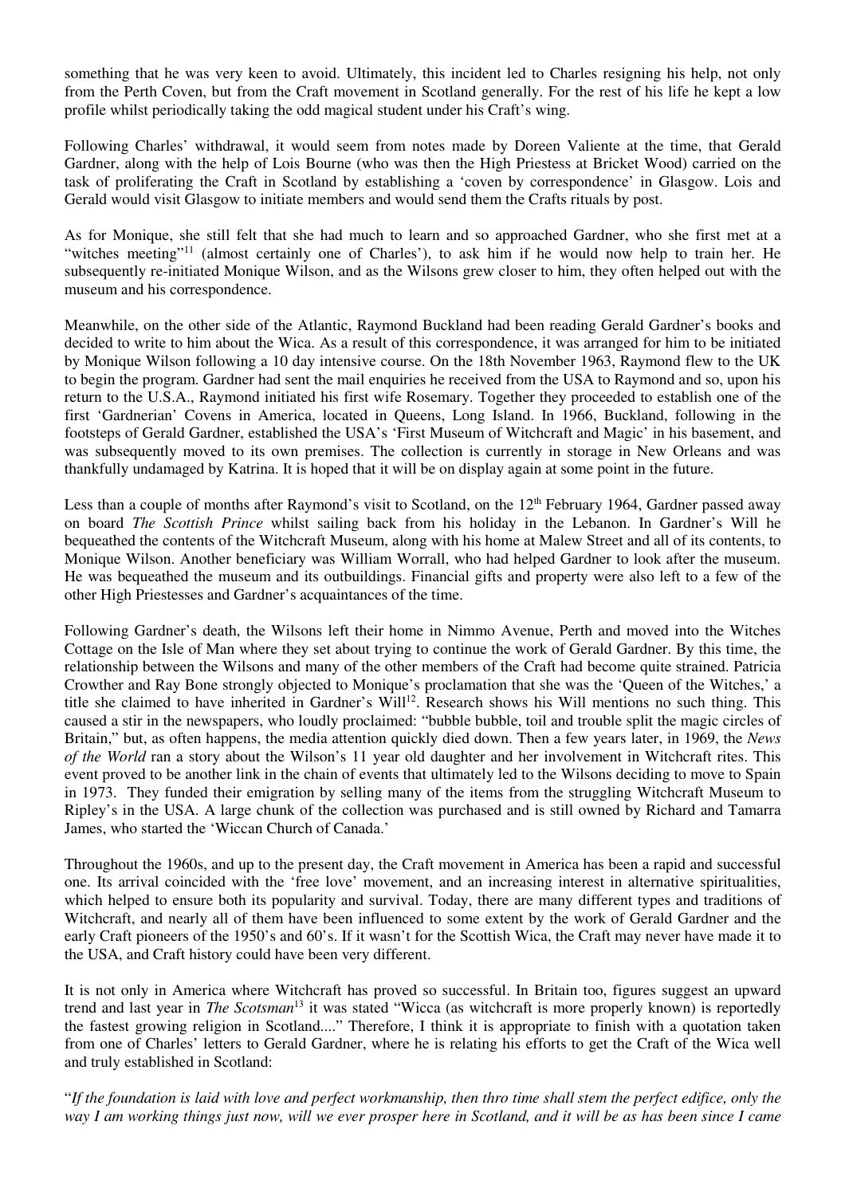something that he was very keen to avoid. Ultimately, this incident led to Charles resigning his help, not only from the Perth Coven, but from the Craft movement in Scotland generally. For the rest of his life he kept a low profile whilst periodically taking the odd magical student under his Craft's wing.

Following Charles' withdrawal, it would seem from notes made by Doreen Valiente at the time, that Gerald Gardner, along with the help of Lois Bourne (who was then the High Priestess at Bricket Wood) carried on the task of proliferating the Craft in Scotland by establishing a 'coven by correspondence' in Glasgow. Lois and Gerald would visit Glasgow to initiate members and would send them the Crafts rituals by post.

As for Monique, she still felt that she had much to learn and so approached Gardner, who she first met at a "witches meeting"[11] (almost certainly one of Charles'), to ask him if he would now help to train her. He subsequently re-initiated Monique Wilson, and as the Wilsons grew closer to him, they often helped out with the museum and his correspondence.

Meanwhile, on the other side of the Atlantic, Raymond Buckland had been reading Gerald Gardner's books and decided to write to him about the Wica. As a result of this correspondence, it was arranged for him to be initiated by Monique Wilson following a 10 day intensive course. On the 18th November 1963, Raymond flew to the UK to begin the program. Gardner had sent the mail enquiries he received from the USA to Raymond and so, upon his return to the U.S.A., Raymond initiated his first wife Rosemary. Together they proceeded to establish one of the first 'Gardnerian' Covens in America, located in Queens, Long Island. In 1966, Buckland, following in the footsteps of Gerald Gardner, established the USA's 'First Museum of Witchcraft and Magic' in his basement, and was subsequently moved to its own premises. The collection is currently in storage in New Orleans and was thankfully undamaged by Katrina. It is hoped that it will be on display again at some point in the future.

Less than a couple of months after Raymond's visit to Scotland, on the 12th February 1964, Gardner passed away on board *The Scottish Prince* whilst sailing back from his holiday in the Lebanon. In Gardner's Will he bequeathed the contents of the Witchcraft Museum, along with his home at Malew Street and all of its contents, to Monique Wilson. Another beneficiary was William Worrall, who had helped Gardner to look after the museum. He was bequeathed the museum and its outbuildings. Financial gifts and property were also left to a few of the other High Priestesses and Gardner's acquaintances of the time.

Following Gardner's death, the Wilsons left their home in Nimmo Avenue, Perth and moved into the Witches Cottage on the Isle of Man where they set about trying to continue the work of Gerald Gardner. By this time, the relationship between the Wilsons and many of the other members of the Craft had become quite strained. Patricia Crowther and Ray Bone strongly objected to Monique's proclamation that she was the 'Queen of the Witches,' a title she claimed to have inherited in Gardner's Will[12]. Research shows his Will mentions no such thing. This caused a stir in the newspapers, who loudly proclaimed: "bubble bubble, toil and trouble split the magic circles of Britain," but, as often happens, the media attention quickly died down. Then a few years later, in 1969, the *News of the World* ran a story about the Wilson's 11 year old daughter and her involvement in Witchcraft rites. This event proved to be another link in the chain of events that ultimately led to the Wilsons deciding to move to Spain in 1973. They funded their emigration by selling many of the items from the struggling Witchcraft Museum to Ripley's in the USA. A large chunk of the collection was purchased and is still owned by Richard and Tamarra James, who started the 'Wiccan Church of Canada.'

Throughout the 1960s, and up to the present day, the Craft movement in America has been a rapid and successful one. Its arrival coincided with the 'free love' movement, and an increasing interest in alternative spiritualities, which helped to ensure both its popularity and survival. Today, there are many different types and traditions of Witchcraft, and nearly all of them have been influenced to some extent by the work of Gerald Gardner and the early Craft pioneers of the 1950's and 60's. If it wasn't for the Scottish Wica, the Craft may never have made it to the USA, and Craft history could have been very different.

It is not only in America where Witchcraft has proved so successful. In Britain too, figures suggest an upward trend and last year in *The Scotsman*[13] it was stated "Wicca (as witchcraft is more properly known) is reportedly the fastest growing religion in Scotland...." Therefore, I think it is appropriate to finish with a quotation taken from one of Charles' letters to Gerald Gardner, where he is relating his efforts to get the Craft of the Wica well and truly established in Scotland:

"*If the foundation is laid with love and perfect workmanship, then thro time shall stem the perfect edifice, only the way I am working things just now, will we ever prosper here in Scotland, and it will be as has been since I came*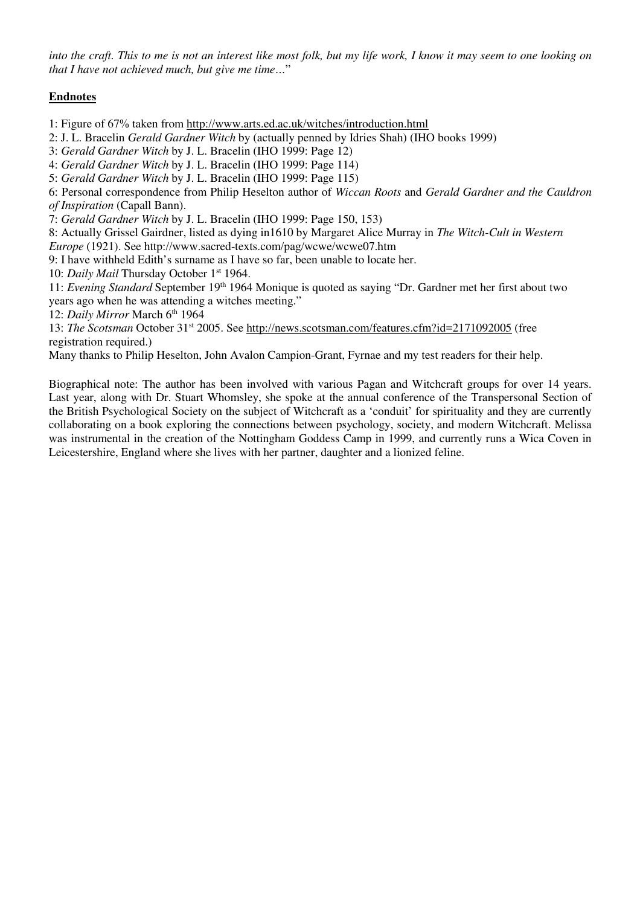*into the craft. This to me is not an interest like most folk, but my life work, I know it may seem to one looking on that I have not achieved much, but give me time…*"

**Endnotes**

1: Figure of 67% taken from http://www.arts.ed.ac.uk/witches/introduction.html

2: J. L. Bracelin *Gerald Gardner Witch* by (actually penned by Idries Shah) (IHO books 1999)

3: *Gerald Gardner Witch* by J. L. Bracelin (IHO 1999: Page 12)

4: *Gerald Gardner Witch* by J. L. Bracelin (IHO 1999: Page 114)

5: *Gerald Gardner Witch* by J. L. Bracelin (IHO 1999: Page 115)

6: Personal correspondence from Philip Heselton author of *Wiccan Roots* and *Gerald Gardner and the Cauldron of Inspiration* (Capall Bann).

7: *Gerald Gardner Witch* by J. L. Bracelin (IHO 1999: Page 150, 153)

8: Actually Grissel Gairdner, listed as dying in1610 by Margaret Alice Murray in *The Witch-Cult in Western Europe* (1921). See http://www.sacred-texts.com/pag/wcwe/wcwe07.htm

9: I have withheld Edith's surname as I have so far, been unable to locate her.

10: *Daily Mail* Thursday October 1st 1964.

11: *Evening Standard* September 19th 1964 Monique is quoted as saying "Dr. Gardner met her first about two years ago when he was attending a witches meeting."

12: *Daily Mirror* March 6th 1964

13: *The Scotsman* October 31st 2005. See http://news.scotsman.com/features.cfm?id=2171092005 (free registration required.)

Many thanks to Philip Heselton, John Avalon Campion-Grant, Fyrnae and my test readers for their help.

Biographical note: The author has been involved with various Pagan and Witchcraft groups for over 14 years. Last year, along with Dr. Stuart Whomsley, she spoke at the annual conference of the Transpersonal Section of the British Psychological Society on the subject of Witchcraft as a 'conduit' for spirituality and they are currently collaborating on a book exploring the connections between psychology, society, and modern Witchcraft. Melissa was instrumental in the creation of the Nottingham Goddess Camp in 1999, and currently runs a Wica Coven in Leicestershire, England where she lives with her partner, daughter and a lionized feline.